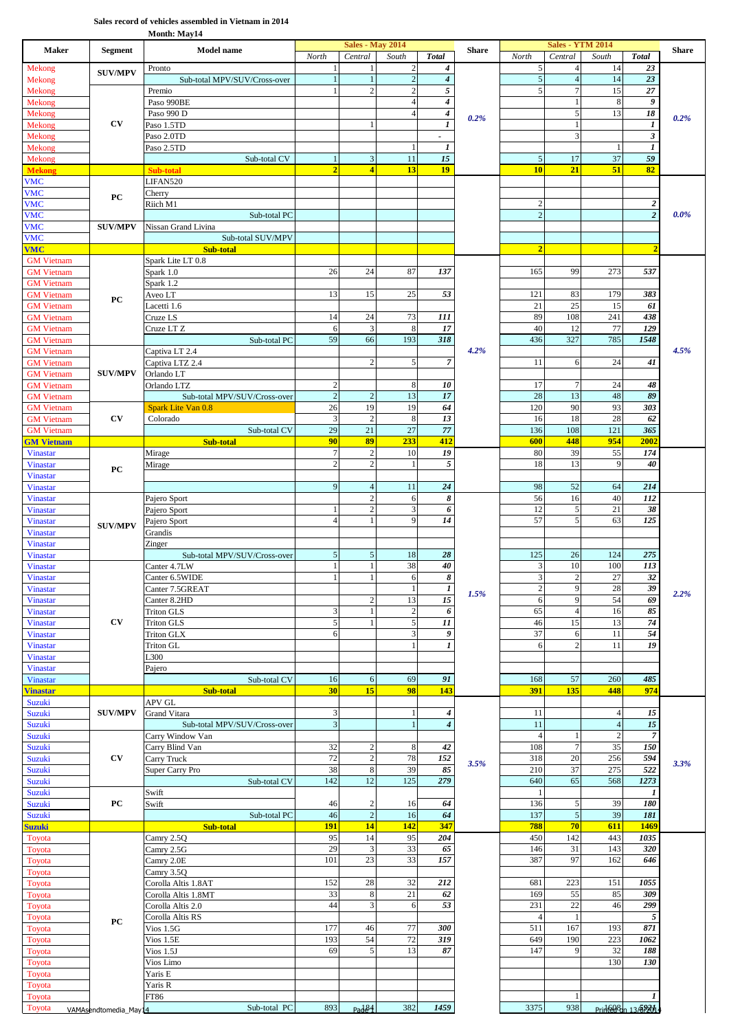**Sales record of vehicles assembled in Vietnam in 2014**

**Month: May14**

| Maker | Segment | Model name | Sales - May 2014 | | | | Share | Sales - YTM 2014 | | | | Share |
|---|---|---|---|---|---|---|---|---|---|---|---|---|
| | | | North | Central | South | Total | | North | Central | South | Total | |
| Mekong | SUV/MPV | Pronto | 1 | 1 | 2 | 4 | 0.2% | 5 | 4 | 14 | 23 | 0.2% |
| Mekong | | Sub-total MPV/SUV/Cross-over | 1 | 1 | 2 | 4 | | 5 | 4 | 14 | 23 | |
| Mekong | CV | Premio | 1 | 2 | 2 | 5 | | 5 | 7 | 15 | 27 | |
| Mekong | | Paso 990BE | | | 4 | 4 | | | 1 | 8 | 9 | |
| Mekong | | Paso 990 D | | | 4 | 4 | | | 5 | 13 | 18 | |
| Mekong | | Paso 1.5TD | | 1 | | 1 | | | 1 | | 1 | |
| Mekong | | Paso 2.0TD | | | | - | | | 3 | | 3 | |
| Mekong | | Paso 2.5TD | | | 1 | 1 | | | | 1 | 1 | |
| Mekong | | Sub-total CV | 1 | 3 | 11 | 15 | | 5 | 17 | 37 | 59 | |
| **Mekong** | | **Sub-total** | **2** | **4** | **13** | **19** | | **10** | **21** | **51** | **82** | |
| VMC | PC | LIFAN520 | | | | | | | | | | 0.0% |
| VMC | | Cherry | | | | | | | | | | |
| VMC | | Riich M1 | | | | | | 2 | | | 2 | |
| VMC | | Sub-total PC | | | | | | 2 | | | 2 | |
| VMC | SUV/MPV | Nissan Grand Livina | | | | | | | | | | |
| VMC | | Sub-total SUV/MPV | | | | | | | | | | |
| **VMC** | | **Sub-total** | | | | | | **2** | | | **2** | |
| GM Vietnam | PC | Spark Lite LT 0.8 | | | | | 4.2% | | | | | 4.5% |
| GM Vietnam | | Spark 1.0 | 26 | 24 | 87 | 137 | | 165 | 99 | 273 | 537 | |
| GM Vietnam | | Spark 1.2 | | | | | | | | | | |
| GM Vietnam | | Aveo LT | 13 | 15 | 25 | 53 | | 121 | 83 | 179 | 383 | |
| GM Vietnam | | Lacetti 1.6 | | | | | | 21 | 25 | 15 | 61 | |
| GM Vietnam | | Cruze LS | 14 | 24 | 73 | 111 | | 89 | 108 | 241 | 438 | |
| GM Vietnam | | Cruze LT Z | 6 | 3 | 8 | 17 | | 40 | 12 | 77 | 129 | |
| GM Vietnam | | Sub-total PC | 59 | 66 | 193 | 318 | | 436 | 327 | 785 | 1548 | |
| GM Vietnam | SUV/MPV | Captiva LT 2.4 | | | | | | | | | | |
| GM Vietnam | | Captiva LTZ 2.4 | | 2 | 5 | 7 | | 11 | 6 | 24 | 41 | |
| GM Vietnam | | Orlando LT | | | | | | | | | | |
| GM Vietnam | | Orlando LTZ | 2 | | 8 | 10 | | 17 | 7 | 24 | 48 | |
| GM Vietnam | | Sub-total MPV/SUV/Cross-over | 2 | 2 | 13 | 17 | | 28 | 13 | 48 | 89 | |
| GM Vietnam | CV | Spark Lite Van 0.8 | 26 | 19 | 19 | 64 | | 120 | 90 | 93 | 303 | |
| GM Vietnam | | Colorado | 3 | 2 | 8 | 13 | | 16 | 18 | 28 | 62 | |
| GM Vietnam | | Sub-total CV | 29 | 21 | 27 | 77 | | 136 | 108 | 121 | 365 | |
| **GM Vietnam** | | **Sub-total** | **90** | **89** | **233** | **412** | | **600** | **448** | **954** | **2002** | |
| Vinastar | PC | Mirage | 7 | 2 | 10 | 19 | 1.5% | 80 | 39 | 55 | 174 | 2.2% |
| Vinastar | | Mirage | 2 | 2 | 1 | 5 | | 18 | 13 | 9 | 40 | |
| Vinastar | | | | | | | | | | | | |
| Vinastar | | | 9 | 4 | 11 | 24 | | 98 | 52 | 64 | 214 | |
| Vinastar | SUV/MPV | Pajero Sport | | 2 | 6 | 8 | | 56 | 16 | 40 | 112 | |
| Vinastar | | Pajero Sport | 1 | 2 | 3 | 6 | | 12 | 5 | 21 | 38 | |
| Vinastar | | Pajero Sport | 4 | 1 | 9 | 14 | | 57 | 5 | 63 | 125 | |
| Vinastar | | Grandis | | | | | | | | | | |
| Vinastar | | Zinger | | | | | | | | | | |
| Vinastar | | Sub-total MPV/SUV/Cross-over | 5 | 5 | 18 | 28 | | 125 | 26 | 124 | 275 | |
| Vinastar | CV | Canter 4.7LW | 1 | 1 | 38 | 40 | | 3 | 10 | 100 | 113 | |
| Vinastar | | Canter 6.5WIDE | 1 | 1 | 6 | 8 | | 3 | 2 | 27 | 32 | |
| Vinastar | | Canter 7.5GREAT | | | 1 | 1 | | 2 | 9 | 28 | 39 | |
| Vinastar | | Canter 8.2HD | | 2 | 13 | 15 | | 6 | 9 | 54 | 69 | |
| Vinastar | | Triton GLS | 3 | 1 | 2 | 6 | | 65 | 4 | 16 | 85 | |
| Vinastar | | Triton GLS | 5 | 1 | 5 | 11 | | 46 | 15 | 13 | 74 | |
| Vinastar | | Triton GLX | 6 | | 3 | 9 | | 37 | 6 | 11 | 54 | |
| Vinastar | | Triton GL | | | 1 | 1 | | 6 | 2 | 11 | 19 | |
| Vinastar | | L300 | | | | | | | | | | |
| Vinastar | | Pajero | | | | | | | | | | |
| Vinastar | | Sub-total CV | 16 | 6 | 69 | 91 | | 168 | 57 | 260 | 485 | |
| **Vinastar** | | **Sub-total** | **30** | **15** | **98** | **143** | | **391** | **135** | **448** | **974** | |
| Suzuki | SUV/MPV | APV GL | | | | | 3.5% | | | | | 3.3% |
| Suzuki | | Grand Vitara | 3 | | 1 | 4 | | 11 | | 4 | 15 | |
| Suzuki | | Sub-total MPV/SUV/Cross-over | 3 | | 1 | 4 | | 11 | | 4 | 15 | |
| Suzuki | CV | Carry Window Van | | | | | | 4 | 1 | 2 | 7 | |
| Suzuki | | Carry Blind Van | 32 | 2 | 8 | 42 | | 108 | 7 | 35 | 150 | |
| Suzuki | | Carry Truck | 72 | 2 | 78 | 152 | | 318 | 20 | 256 | 594 | |
| Suzuki | | Super Carry Pro | 38 | 8 | 39 | 85 | | 210 | 37 | 275 | 522 | |
| Suzuki | | Sub-total CV | 142 | 12 | 125 | 279 | | 640 | 65 | 568 | 1273 | |
| Suzuki | PC | Swift | | | | | | 1 | | | 1 | |
| Suzuki | | Swift | 46 | 2 | 16 | 64 | | 136 | 5 | 39 | 180 | |
| Suzuki | | Sub-total PC | 46 | 2 | 16 | 64 | | 137 | 5 | 39 | 181 | |
| **Suzuki** | | **Sub-total** | **191** | **14** | **142** | **347** | | **788** | **70** | **611** | **1469** | |
| Toyota | PC | Camry 2.5Q | 95 | 14 | 95 | 204 | | 450 | 142 | 443 | 1035 | |
| Toyota | | Camry 2.5G | 29 | 3 | 33 | 65 | | 146 | 31 | 143 | 320 | |
| Toyota | | Camry 2.0E | 101 | 23 | 33 | 157 | | 387 | 97 | 162 | 646 | |
| Toyota | | Camry 3.5Q | | | | | | | | | | |
| Toyota | | Corolla Altis 1.8AT | 152 | 28 | 32 | 212 | | 681 | 223 | 151 | 1055 | |
| Toyota | | Corolla Altis 1.8MT | 33 | 8 | 21 | 62 | | 169 | 55 | 85 | 309 | |
| Toyota | | Corolla Altis 2.0 | 44 | 3 | 6 | 53 | | 231 | 22 | 46 | 299 | |
| Toyota | | Corolla Altis RS | | | | | | 4 | 1 | | 5 | |
| Toyota | | Vios 1.5G | 177 | 46 | 77 | 300 | | 511 | 167 | 193 | 871 | |
| Toyota | | Vios 1.5E | 193 | 54 | 72 | 319 | | 649 | 190 | 223 | 1062 | |
| Toyota | | Vios 1.5J | 69 | 5 | 13 | 87 | | 147 | 9 | 32 | 188 | |
| Toyota | | Vios Limo | | | | | | | | 130 | 130 | |
| Toyota | | Yaris E | | | | | | | | | | |
| Toyota | | Yaris R | | | | | | | | | | |
| Toyota | | FT86 | | | | | | | 1 | | 1 | |
| Toyota | | Sub-total PC | 893 | 184 | 382 | 1459 | | 3375 | 938 | 1608 | 5921 | |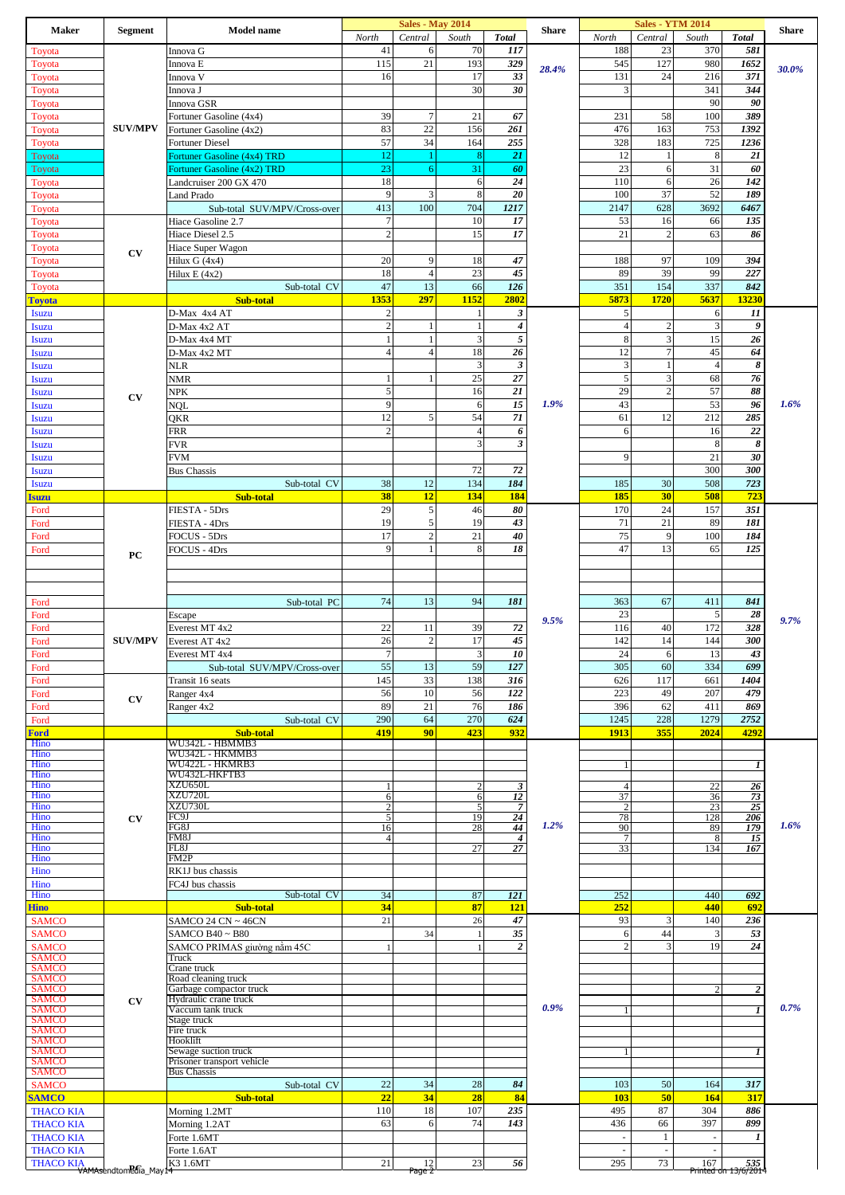| Maker | Segment | Model name | Sales - May 2014 | | | | Share | Sales - YTM 2014 | | | | Share |
|---|---|---|---|---|---|---|---|---|---|---|---|---|
| | | | North | Central | South | Total | | North | Central | South | Total | |
| Toyota | SUV/MPV | Innova G | 41 | 6 | 70 | 117 | 28.4% | 188 | 23 | 370 | 581 | 30.0% |
| Toyota | | Innova E | 115 | 21 | 193 | 329 | | 545 | 127 | 980 | 1652 | |
| Toyota | | Innova V | 16 | | 17 | 33 | | 131 | 24 | 216 | 371 | |
| Toyota | | Innova J | | | 30 | 30 | | 3 | | 341 | 344 | |
| Toyota | | Innova GSR | | | | | | | | 90 | 90 | |
| Toyota | | Fortuner Gasoline (4x4) | 39 | 7 | 21 | 67 | | 231 | 58 | 100 | 389 | |
| Toyota | | Fortuner Gasoline (4x2) | 83 | 22 | 156 | 261 | | 476 | 163 | 753 | 1392 | |
| Toyota | | Fortuner Diesel | 57 | 34 | 164 | 255 | | 328 | 183 | 725 | 1236 | |
| Toyota | | Fortuner Gasoline (4x4) TRD | 12 | 1 | 8 | 21 | | 12 | 1 | 8 | 21 | |
| Toyota | | Fortuner Gasoline (4x2) TRD | 23 | 6 | 31 | 60 | | 23 | 6 | 31 | 60 | |
| Toyota | | Landcruiser 200 GX 470 | 18 | | 6 | 24 | | 110 | 6 | 26 | 142 | |
| Toyota | | Land Prado | 9 | 3 | 8 | 20 | | 100 | 37 | 52 | 189 | |
| Toyota | | Sub-total SUV/MPV/Cross-over | 413 | 100 | 704 | 1217 | | 2147 | 628 | 3692 | 6467 | |
| Toyota | CV | Hiace Gasoline 2.7 | 7 | | 10 | 17 | | 53 | 16 | 66 | 135 | |
| Toyota | | Hiace Diesel 2.5 | 2 | | 15 | 17 | | 21 | 2 | 63 | 86 | |
| Toyota | | Hiace Super Wagon | | | | | | | | | | |
| Toyota | | Hilux G (4x4) | 20 | 9 | 18 | 47 | | 188 | 97 | 109 | 394 | |
| Toyota | | Hilux E (4x2) | 18 | 4 | 23 | 45 | | 89 | 39 | 99 | 227 | |
| Toyota | | Sub-total CV | 47 | 13 | 66 | 126 | | 351 | 154 | 337 | 842 | |
| **Toyota** | | **Sub-total** | **1353** | **297** | **1152** | **2802** | | **5873** | **1720** | **5637** | **13230** | |
| Isuzu | CV | D-Max 4x4 AT | 2 | | 1 | 3 | 1.9% | 5 | | 6 | 11 | 1.6% |
| Isuzu | | D-Max 4x2 AT | 2 | 1 | 1 | 4 | | 4 | 2 | 3 | 9 | |
| Isuzu | | D-Max 4x4 MT | 1 | 1 | 3 | 5 | | 8 | 3 | 15 | 26 | |
| Isuzu | | D-Max 4x2 MT | 4 | 4 | 18 | 26 | | 12 | 7 | 45 | 64 | |
| Isuzu | | NLR | | | 3 | 3 | | 3 | 1 | 4 | 8 | |
| Isuzu | | NMR | 1 | 1 | 25 | 27 | | 5 | 3 | 68 | 76 | |
| Isuzu | | NPK | 5 | | 16 | 21 | | 29 | 2 | 57 | 88 | |
| Isuzu | | NQL | 9 | | 6 | 15 | | 43 | | 53 | 96 | |
| Isuzu | | QKR | 12 | 5 | 54 | 71 | | 61 | 12 | 212 | 285 | |
| Isuzu | | FRR | 2 | | 4 | 6 | | 6 | | 16 | 22 | |
| Isuzu | | FVR | | | 3 | 3 | | | | 8 | 8 | |
| Isuzu | | FVM | | | | | | 9 | | 21 | 30 | |
| Isuzu | | Bus Chassis | | | 72 | 72 | | | | 300 | 300 | |
| Isuzu | | Sub-total CV | 38 | 12 | 134 | 184 | | 185 | 30 | 508 | 723 | |
| **Isuzu** | | **Sub-total** | **38** | **12** | **134** | **184** | | **185** | **30** | **508** | **723** | |
| Ford | PC | FIESTA - 5Drs | 29 | 5 | 46 | 80 | 9.5% | 170 | 24 | 157 | 351 | 9.7% |
| Ford | | FIESTA - 4Drs | 19 | 5 | 19 | 43 | | 71 | 21 | 89 | 181 | |
| Ford | | FOCUS - 5Drs | 17 | 2 | 21 | 40 | | 75 | 9 | 100 | 184 | |
| Ford | | FOCUS - 4Drs | 9 | 1 | 8 | 18 | | 47 | 13 | 65 | 125 | |
| Ford | | Sub-total PC | 74 | 13 | 94 | 181 | | 363 | 67 | 411 | 841 | |
| Ford | SUV/MPV | Escape | | | | | | 23 | | 5 | 28 | |
| Ford | | Everest MT 4x2 | 22 | 11 | 39 | 72 | | 116 | 40 | 172 | 328 | |
| Ford | | Everest AT 4x2 | 26 | 2 | 17 | 45 | | 142 | 14 | 144 | 300 | |
| Ford | | Everest MT 4x4 | 7 | | 3 | 10 | | 24 | 6 | 13 | 43 | |
| Ford | | Sub-total SUV/MPV/Cross-over | 55 | 13 | 59 | 127 | | 305 | 60 | 334 | 699 | |
| Ford | CV | Transit 16 seats | 145 | 33 | 138 | 316 | | 626 | 117 | 661 | 1404 | |
| Ford | | Ranger 4x4 | 56 | 10 | 56 | 122 | | 223 | 49 | 207 | 479 | |
| Ford | | Ranger 4x2 | 89 | 21 | 76 | 186 | | 396 | 62 | 411 | 869 | |
| Ford | | Sub-total CV | 290 | 64 | 270 | 624 | | 1245 | 228 | 1279 | 2752 | |
| **Ford** | | **Sub-total** | **419** | **90** | **423** | **932** | | **1913** | **355** | **2024** | **4292** | |
| Hino | CV | WU342L - HBMMB3 | | | | | 1.2% | | | | | 1.6% |
| Hino | | WU342L - HKMMB3 | | | | | | | | | | |
| Hino | | WU422L - HKMRB3 | | | | | | 1 | | | 1 | |
| Hino | | WU432L-HKFTB3 | | | | | | | | | | |
| Hino | | XZU650L | 1 | | 2 | 3 | | 4 | | 22 | 26 | |
| Hino | | XZU720L | 6 | | 6 | 12 | | 37 | | 36 | 73 | |
| Hino | | XZU730L | 2 | | 5 | 7 | | 2 | | 23 | 25 | |
| Hino | | FC9J | 5 | | 19 | 24 | | 78 | | 128 | 206 | |
| Hino | | FG8J | 16 | | 28 | 44 | | 90 | | 89 | 179 | |
| Hino | | FM8J | 4 | | | 4 | | 7 | | 8 | 15 | |
| Hino | | FL8J | | | 27 | 27 | | 33 | | 134 | 167 | |
| Hino | | FM2P | | | | | | | | | | |
| Hino | | RK1J bus chassis | | | | | | | | | | |
| Hino | | FC4J bus chassis | | | | | | | | | | |
| Hino | | Sub-total CV | 34 | | 87 | 121 | | 252 | | 440 | 692 | |
| **Hino** | | **Sub-total** | **34** | | **87** | **121** | | **252** | | **440** | **692** | |
| SAMCO | CV | SAMCO 24 CN ~ 46CN | 21 | | 26 | 47 | 0.9% | 93 | 3 | 140 | 236 | 0.7% |
| SAMCO | | SAMCO B40 ~ B80 | | 34 | 1 | 35 | | 6 | 44 | 3 | 53 | |
| SAMCO | | SAMCO PRIMAS giường nằm 45C | 1 | | 1 | 2 | | 2 | 3 | 19 | 24 | |
| SAMCO | | Truck | | | | | | | | | | |
| SAMCO | | Crane truck | | | | | | | | | | |
| SAMCO | | Road cleaning truck | | | | | | | | | | |
| SAMCO | | Garbage compactor truck | | | | | | | | 2 | 2 | |
| SAMCO | | Hydraulic crane truck | | | | | | | | | | |
| SAMCO | | Vaccum tank truck | | | | | | 1 | | | 1 | |
| SAMCO | | Stage truck | | | | | | | | | | |
| SAMCO | | Fire truck | | | | | | | | | | |
| SAMCO | | Hooklift | | | | | | | | | | |
| SAMCO | | Sewage suction truck | | | | | | 1 | | | 1 | |
| SAMCO | | Prisoner transport vehicle | | | | | | | | | | |
| SAMCO | | Bus Chassis | | | | | | | | | | |
| SAMCO | | Sub-total CV | 22 | 34 | 28 | 84 | | 103 | 50 | 164 | 317 | |
| **SAMCO** | | **Sub-total** | **22** | **34** | **28** | **84** | | **103** | **50** | **164** | **317** | |
| THACO KIA | PC | Morning 1.2MT | 110 | 18 | 107 | 235 | | 495 | 87 | 304 | 886 | |
| THACO KIA | | Morning 1.2AT | 63 | 6 | 74 | 143 | | 436 | 66 | 397 | 899 | |
| THACO KIA | | Forte 1.6MT | | | | | | - | 1 | - | 1 | |
| THACO KIA | | Forte 1.6AT | | | | | | - | - | - | | |
| THACO KIA | | K3 1.6MT | 21 | 12 | 23 | 56 | | 295 | 73 | 167 | 535 | |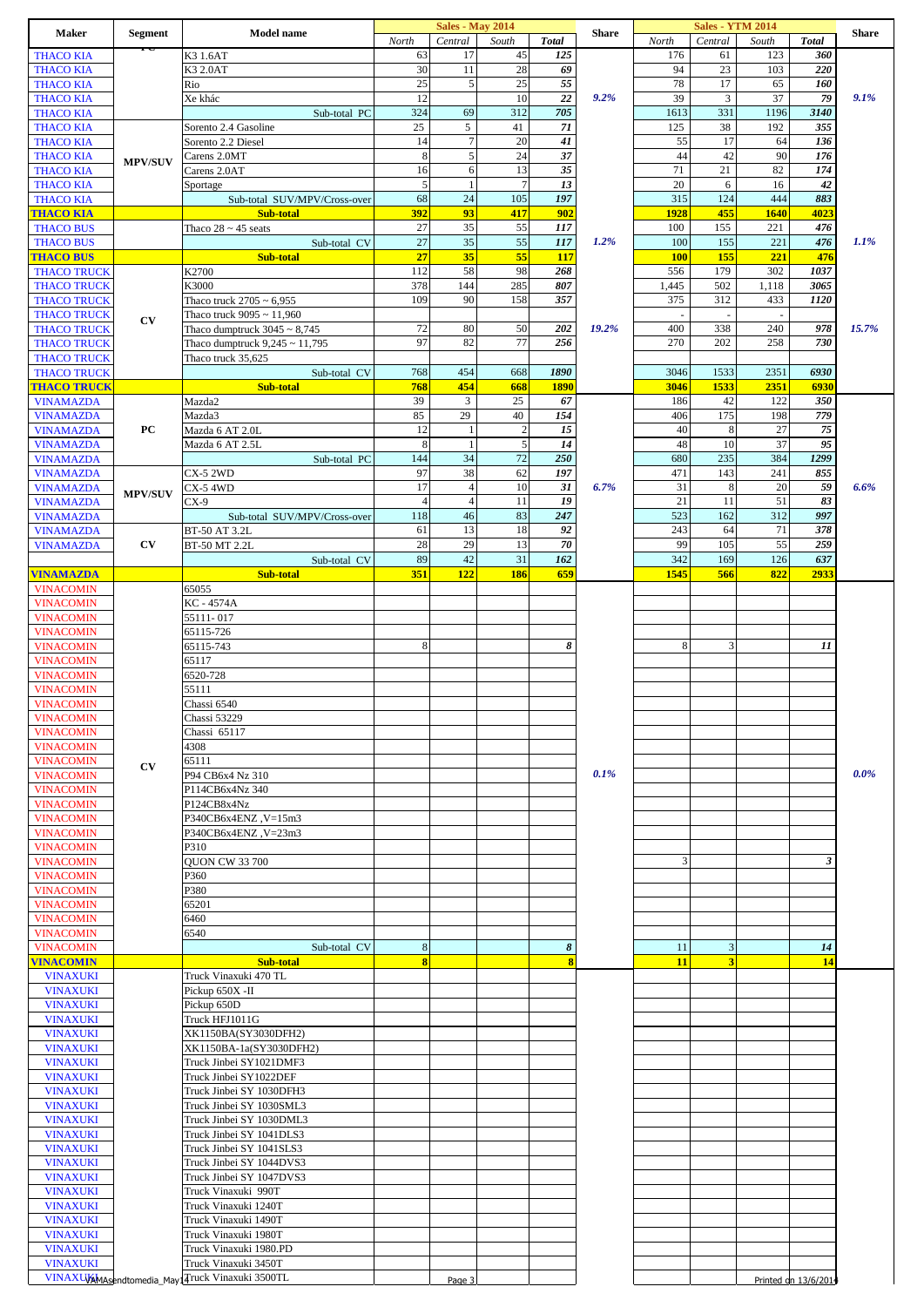| Maker | Segment | Model name | Sales - May 2014 | | | | Share | Sales - YTM 2014 | | | | Share |
|---|---|---|---|---|---|---|---|---|---|---|---|---|
| | | | North | Central | South | Total | | North | Central | South | Total | |
| THACO KIA | PC | K3 1.6AT | 63 | 17 | 45 | 125 | 9.2% | 176 | 61 | 123 | 360 | 9.1% |
| THACO KIA | | K3 2.0AT | 30 | 11 | 28 | 69 | | 94 | 23 | 103 | 220 | |
| THACO KIA | | Rio | 25 | 5 | 25 | 55 | | 78 | 17 | 65 | 160 | |
| THACO KIA | | Xe khác | 12 | | 10 | 22 | | 39 | 3 | 37 | 79 | |
| THACO KIA | | Sub-total PC | 324 | 69 | 312 | 705 | | 1613 | 331 | 1196 | 3140 | |
| THACO KIA | MPV/SUV | Sorento 2.4 Gasoline | 25 | 5 | 41 | 71 | | 125 | 38 | 192 | 355 | |
| THACO KIA | | Sorento 2.2 Diesel | 14 | 7 | 20 | 41 | | 55 | 17 | 64 | 136 | |
| THACO KIA | | Carens 2.0MT | 8 | 5 | 24 | 37 | | 44 | 42 | 90 | 176 | |
| THACO KIA | | Carens 2.0AT | 16 | 6 | 13 | 35 | | 71 | 21 | 82 | 174 | |
| THACO KIA | | Sportage | 5 | 1 | 7 | 13 | | 20 | 6 | 16 | 42 | |
| THACO KIA | | Sub-total SUV/MPV/Cross-over | 68 | 24 | 105 | 197 | | 315 | 124 | 444 | 883 | |
| **THACO KIA** | | **Sub-total** | **392** | **93** | **417** | **902** | | **1928** | **455** | **1640** | **4023** | |
| THACO BUS | | Thaco 28 ~ 45 seats | 27 | 35 | 55 | 117 | 1.2% | 100 | 155 | 221 | 476 | 1.1% |
| THACO BUS | | Sub-total CV | 27 | 35 | 55 | 117 | | 100 | 155 | 221 | 476 | |
| **THACO BUS** | | **Sub-total** | **27** | **35** | **55** | **117** | | **100** | **155** | **221** | **476** | |
| THACO TRUCK | CV | K2700 | 112 | 58 | 98 | 268 | 19.2% | 556 | 179 | 302 | 1037 | 15.7% |
| THACO TRUCK | | K3000 | 378 | 144 | 285 | 807 | | 1,445 | 502 | 1,118 | 3065 | |
| THACO TRUCK | | Thaco truck 2705 ~ 6,955 | 109 | 90 | 158 | 357 | | 375 | 312 | 433 | 1120 | |
| THACO TRUCK | | Thaco truck 9095 ~ 11,960 | | | | | | - | - | - | | |
| THACO TRUCK | | Thaco dumptruck 3045 ~ 8,745 | 72 | 80 | 50 | 202 | | 400 | 338 | 240 | 978 | |
| THACO TRUCK | | Thaco dumptruck 9,245 ~ 11,795 | 97 | 82 | 77 | 256 | | 270 | 202 | 258 | 730 | |
| THACO TRUCK | | Thaco truck 35,625 | | | | | | | | | | |
| THACO TRUCK | | Sub-total CV | 768 | 454 | 668 | 1890 | | 3046 | 1533 | 2351 | 6930 | |
| **THACO TRUCK** | | **Sub-total** | **768** | **454** | **668** | **1890** | | **3046** | **1533** | **2351** | **6930** | |
| VINAMAZDA | PC | Mazda2 | 39 | 3 | 25 | 67 | 6.7% | 186 | 42 | 122 | 350 | 6.6% |
| VINAMAZDA | | Mazda3 | 85 | 29 | 40 | 154 | | 406 | 175 | 198 | 779 | |
| VINAMAZDA | | Mazda 6 AT 2.0L | 12 | 1 | 2 | 15 | | 40 | 8 | 27 | 75 | |
| VINAMAZDA | | Mazda 6 AT 2.5L | 8 | 1 | 5 | 14 | | 48 | 10 | 37 | 95 | |
| VINAMAZDA | | Sub-total PC | 144 | 34 | 72 | 250 | | 680 | 235 | 384 | 1299 | |
| VINAMAZDA | MPV/SUV | CX-5 2WD | 97 | 38 | 62 | 197 | | 471 | 143 | 241 | 855 | |
| VINAMAZDA | | CX-5 4WD | 17 | 4 | 10 | 31 | | 31 | 8 | 20 | 59 | |
| VINAMAZDA | | CX-9 | 4 | 4 | 11 | 19 | | 21 | 11 | 51 | 83 | |
| VINAMAZDA | | Sub-total SUV/MPV/Cross-over | 118 | 46 | 83 | 247 | | 523 | 162 | 312 | 997 | |
| VINAMAZDA | CV | BT-50 AT 3.2L | 61 | 13 | 18 | 92 | | 243 | 64 | 71 | 378 | |
| VINAMAZDA | | BT-50 MT 2.2L | 28 | 29 | 13 | 70 | | 99 | 105 | 55 | 259 | |
| | | Sub-total CV | 89 | 42 | 31 | 162 | | 342 | 169 | 126 | 637 | |
| **VINAMAZDA** | | **Sub-total** | **351** | **122** | **186** | **659** | | **1545** | **566** | **822** | **2933** | |
| VINACOMIN | CV | 65055 | | | | | 0.1% | | | | | 0.0% |
| VINACOMIN | | KC - 4574A | | | | | | | | | | |
| VINACOMIN | | 55111- 017 | | | | | | | | | | |
| VINACOMIN | | 65115-726 | | | | | | | | | | |
| VINACOMIN | | 65115-743 | 8 | | | 8 | | 8 | 3 | | 11 | |
| VINACOMIN | | 65117 | | | | | | | | | | |
| VINACOMIN | | 6520-728 | | | | | | | | | | |
| VINACOMIN | | 55111 | | | | | | | | | | |
| VINACOMIN | | Chassi 6540 | | | | | | | | | | |
| VINACOMIN | | Chassi 53229 | | | | | | | | | | |
| VINACOMIN | | Chassi 65117 | | | | | | | | | | |
| VINACOMIN | | 4308 | | | | | | | | | | |
| VINACOMIN | | 65111 | | | | | | | | | | |
| VINACOMIN | | P94 CB6x4 Nz 310 | | | | | | | | | | |
| VINACOMIN | | P114CB6x4Nz 340 | | | | | | | | | | |
| VINACOMIN | | P124CB8x4Nz | | | | | | | | | | |
| VINACOMIN | | P340CB6x4ENZ ,V=15m3 | | | | | | | | | | |
| VINACOMIN | | P340CB6x4ENZ ,V=23m3 | | | | | | | | | | |
| VINACOMIN | | P310 | | | | | | | | | | |
| VINACOMIN | | QUON CW 33 700 | | | | | | 3 | | | 3 | |
| VINACOMIN | | P360 | | | | | | | | | | |
| VINACOMIN | | P380 | | | | | | | | | | |
| VINACOMIN | | 65201 | | | | | | | | | | |
| VINACOMIN | | 6460 | | | | | | | | | | |
| VINACOMIN | | 6540 | | | | | | | | | | |
| VINACOMIN | | Sub-total CV | 8 | | | 8 | | 11 | 3 | | 14 | |
| **VINACOMIN** | | **Sub-total** | **8** | | | **8** | | **11** | **3** | | **14** | |
| VINAXUKI | | Truck Vinaxuki 470 TL | | | | | | | | | | |
| VINAXUKI | | Pickup 650X -II | | | | | | | | | | |
| VINAXUKI | | Pickup 650D | | | | | | | | | | |
| VINAXUKI | | Truck HFJ1011G | | | | | | | | | | |
| VINAXUKI | | XK1150BA(SY3030DFH2) | | | | | | | | | | |
| VINAXUKI | | XK1150BA-1a(SY3030DFH2) | | | | | | | | | | |
| VINAXUKI | | Truck Jinbei SY1021DMF3 | | | | | | | | | | |
| VINAXUKI | | Truck Jinbei SY1022DEF | | | | | | | | | | |
| VINAXUKI | | Truck Jinbei SY 1030DFH3 | | | | | | | | | | |
| VINAXUKI | | Truck Jinbei SY 1030SML3 | | | | | | | | | | |
| VINAXUKI | | Truck Jinbei SY 1030DML3 | | | | | | | | | | |
| VINAXUKI | | Truck Jinbei SY 1041DLS3 | | | | | | | | | | |
| VINAXUKI | | Truck Jinbei SY 1041SLS3 | | | | | | | | | | |
| VINAXUKI | | Truck Jinbei SY 1044DVS3 | | | | | | | | | | |
| VINAXUKI | | Truck Jinbei SY 1047DVS3 | | | | | | | | | | |
| VINAXUKI | | Truck Vinaxuki 990T | | | | | | | | | | |
| VINAXUKI | | Truck Vinaxuki 1240T | | | | | | | | | | |
| VINAXUKI | | Truck Vinaxuki 1490T | | | | | | | | | | |
| VINAXUKI | | Truck Vinaxuki 1980T | | | | | | | | | | |
| VINAXUKI | | Truck Vinaxuki 1980.PD | | | | | | | | | | |
| VINAXUKI | | Truck Vinaxuki 3450T | | | | | | | | | | |
| VINAXUKI | | Truck Vinaxuki 3500TL | | | | | | | | | | |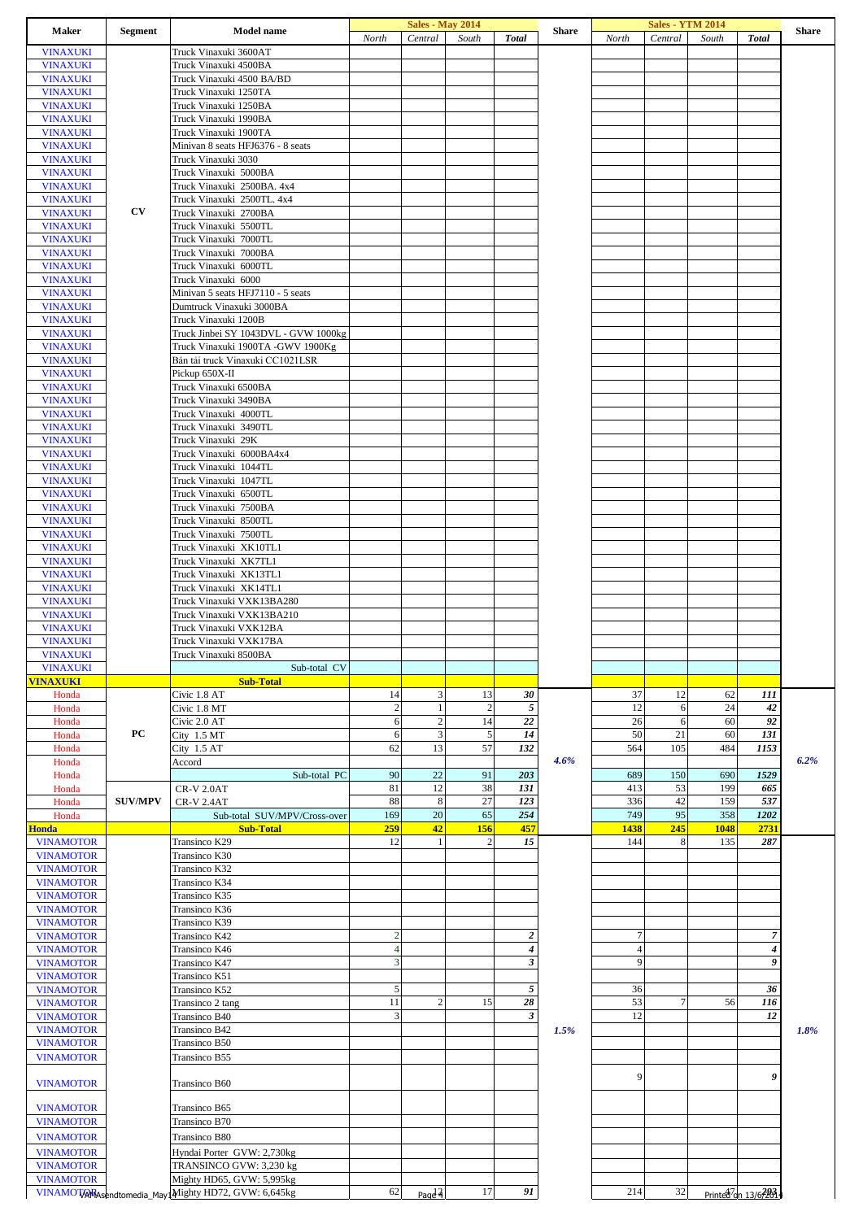| Maker | Segment | Model name | Sales - May 2014 | | | | Share | Sales - YTM 2014 | | | | Share |
|---|---|---|---|---|---|---|---|---|---|---|---|---|
| | | | North | Central | South | Total | | North | Central | South | Total | |
| VINAXUKI | CV | Truck Vinaxuki 3600AT | | | | | | | | | | |
| VINAXUKI | | Truck Vinaxuki 4500BA | | | | | | | | | | |
| VINAXUKI | | Truck Vinaxuki 4500 BA/BD | | | | | | | | | | |
| VINAXUKI | | Truck Vinaxuki 1250TA | | | | | | | | | | |
| VINAXUKI | | Truck Vinaxuki 1250BA | | | | | | | | | | |
| VINAXUKI | | Truck Vinaxuki 1990BA | | | | | | | | | | |
| VINAXUKI | | Truck Vinaxuki 1900TA | | | | | | | | | | |
| VINAXUKI | | Minivan 8 seats HFJ6376 - 8 seats | | | | | | | | | | |
| VINAXUKI | | Truck Vinaxuki 3030 | | | | | | | | | | |
| VINAXUKI | | Truck Vinaxuki 5000BA | | | | | | | | | | |
| VINAXUKI | | Truck Vinaxuki 2500BA. 4x4 | | | | | | | | | | |
| VINAXUKI | | Truck Vinaxuki 2500TL. 4x4 | | | | | | | | | | |
| VINAXUKI | | Truck Vinaxuki 2700BA | | | | | | | | | | |
| VINAXUKI | | Truck Vinaxuki 5500TL | | | | | | | | | | |
| VINAXUKI | | Truck Vinaxuki 7000TL | | | | | | | | | | |
| VINAXUKI | | Truck Vinaxuki 7000BA | | | | | | | | | | |
| VINAXUKI | | Truck Vinaxuki 6000TL | | | | | | | | | | |
| VINAXUKI | | Truck Vinaxuki 6000 | | | | | | | | | | |
| VINAXUKI | | Minivan 5 seats HFJ7110 - 5 seats | | | | | | | | | | |
| VINAXUKI | | Dumtruck Vinaxuki 3000BA | | | | | | | | | | |
| VINAXUKI | | Truck Vinaxuki 1200B | | | | | | | | | | |
| VINAXUKI | | Truck Jinbei SY 1043DVL - GVW 1000kg | | | | | | | | | | |
| VINAXUKI | | Truck Vinaxuki 1900TA -GWV 1900Kg | | | | | | | | | | |
| VINAXUKI | | Bán tải truck Vinaxuki CC1021LSR | | | | | | | | | | |
| VINAXUKI | | Pickup 650X-II | | | | | | | | | | |
| VINAXUKI | | Truck Vinaxuki 6500BA | | | | | | | | | | |
| VINAXUKI | | Truck Vinaxuki 3490BA | | | | | | | | | | |
| VINAXUKI | | Truck Vinaxuki 4000TL | | | | | | | | | | |
| VINAXUKI | | Truck Vinaxuki 3490TL | | | | | | | | | | |
| VINAXUKI | | Truck Vinaxuki 29K | | | | | | | | | | |
| VINAXUKI | | Truck Vinaxuki 6000BA4x4 | | | | | | | | | | |
| VINAXUKI | | Truck Vinaxuki 1044TL | | | | | | | | | | |
| VINAXUKI | | Truck Vinaxuki 1047TL | | | | | | | | | | |
| VINAXUKI | | Truck Vinaxuki 6500TL | | | | | | | | | | |
| VINAXUKI | | Truck Vinaxuki 7500BA | | | | | | | | | | |
| VINAXUKI | | Truck Vinaxuki 8500TL | | | | | | | | | | |
| VINAXUKI | | Truck Vinaxuki 7500TL | | | | | | | | | | |
| VINAXUKI | | Truck Vinaxuki XK10TL1 | | | | | | | | | | |
| VINAXUKI | | Truck Vinaxuki XK7TL1 | | | | | | | | | | |
| VINAXUKI | | Truck Vinaxuki XK13TL1 | | | | | | | | | | |
| VINAXUKI | | Truck Vinaxuki XK14TL1 | | | | | | | | | | |
| VINAXUKI | | Truck Vinaxuki VXK13BA280 | | | | | | | | | | |
| VINAXUKI | | Truck Vinaxuki VXK13BA210 | | | | | | | | | | |
| VINAXUKI | | Truck Vinaxuki VXK12BA | | | | | | | | | | |
| VINAXUKI | | Truck Vinaxuki VXK17BA | | | | | | | | | | |
| VINAXUKI | | Truck Vinaxuki 8500BA | | | | | | | | | | |
| VINAXUKI | | Sub-total CV | | | | | | | | | | |
| **VINAXUKI** | | **Sub-Total** | | | | | | | | | | |
| Honda | PC | Civic 1.8 AT | 14 | 3 | 13 | *30* | 4.6% | 37 | 12 | 62 | *111* | 6.2% |
| Honda | | Civic 1.8 MT | 2 | 1 | 2 | *5* | | 12 | 6 | 24 | *42* | |
| Honda | | Civic 2.0 AT | 6 | 2 | 14 | *22* | | 26 | 6 | 60 | *92* | |
| Honda | | City 1.5 MT | 6 | 3 | 5 | *14* | | 50 | 21 | 60 | *131* | |
| Honda | | City 1.5 AT | 62 | 13 | 57 | *132* | | 564 | 105 | 484 | *1153* | |
| Honda | | Accord | | | | | | | | | | |
| Honda | | Sub-total PC | 90 | 22 | 91 | *203* | | 689 | 150 | 690 | *1529* | |
| Honda | SUV/MPV | CR-V 2.0AT | 81 | 12 | 38 | *131* | | 413 | 53 | 199 | *665* | |
| Honda | | CR-V 2.4AT | 88 | 8 | 27 | *123* | | 336 | 42 | 159 | *537* | |
| Honda | | Sub-total SUV/MPV/Cross-over | 169 | 20 | 65 | *254* | | 749 | 95 | 358 | *1202* | |
| **Honda** | | **Sub-Total** | **259** | **42** | **156** | **457** | | **1438** | **245** | **1048** | **2731** | |
| VINAMOTOR | | Transinco K29 | 12 | 1 | 2 | *15* | 1.5% | 144 | 8 | 135 | *287* | 1.8% |
| VINAMOTOR | | Transinco K30 | | | | | | | | | | |
| VINAMOTOR | | Transinco K32 | | | | | | | | | | |
| VINAMOTOR | | Transinco K34 | | | | | | | | | | |
| VINAMOTOR | | Transinco K35 | | | | | | | | | | |
| VINAMOTOR | | Transinco K36 | | | | | | | | | | |
| VINAMOTOR | | Transinco K39 | | | | | | | | | | |
| VINAMOTOR | | Transinco K42 | 2 | | | *2* | | 7 | | | *7* | |
| VINAMOTOR | | Transinco K46 | 4 | | | *4* | | 4 | | | *4* | |
| VINAMOTOR | | Transinco K47 | 3 | | | *3* | | 9 | | | *9* | |
| VINAMOTOR | | Transinco K51 | | | | | | | | | | |
| VINAMOTOR | | Transinco K52 | 5 | | | *5* | | 36 | | | *36* | |
| VINAMOTOR | | Transinco 2 tang | 11 | 2 | 15 | *28* | | 53 | 7 | 56 | *116* | |
| VINAMOTOR | | Transinco B40 | 3 | | | *3* | | 12 | | | *12* | |
| VINAMOTOR | | Transinco B42 | | | | | | | | | | |
| VINAMOTOR | | Transinco B50 | | | | | | | | | | |
| VINAMOTOR | | Transinco B55 | | | | | | | | | | |
| VINAMOTOR | | Transinco B60 | | | | | | 9 | | | *9* | |
| VINAMOTOR | | Transinco B65 | | | | | | | | | | |
| VINAMOTOR | | Transinco B70 | | | | | | | | | | |
| VINAMOTOR | | Transinco B80 | | | | | | | | | | |
| VINAMOTOR | | Hyndai Porter GVW: 2,730kg | | | | | | | | | | |
| VINAMOTOR | | TRANSINCO GVW: 3,230 kg | | | | | | | | | | |
| VINAMOTOR | | Mighty HD65, GVW: 5,995kg | | | | | | | | | | |
| VINAMOTOR | | Mighty HD72, GVW: 6,645kg | 62 | 12 | 17 | *91* | | 214 | 32 | 47 | *293* | |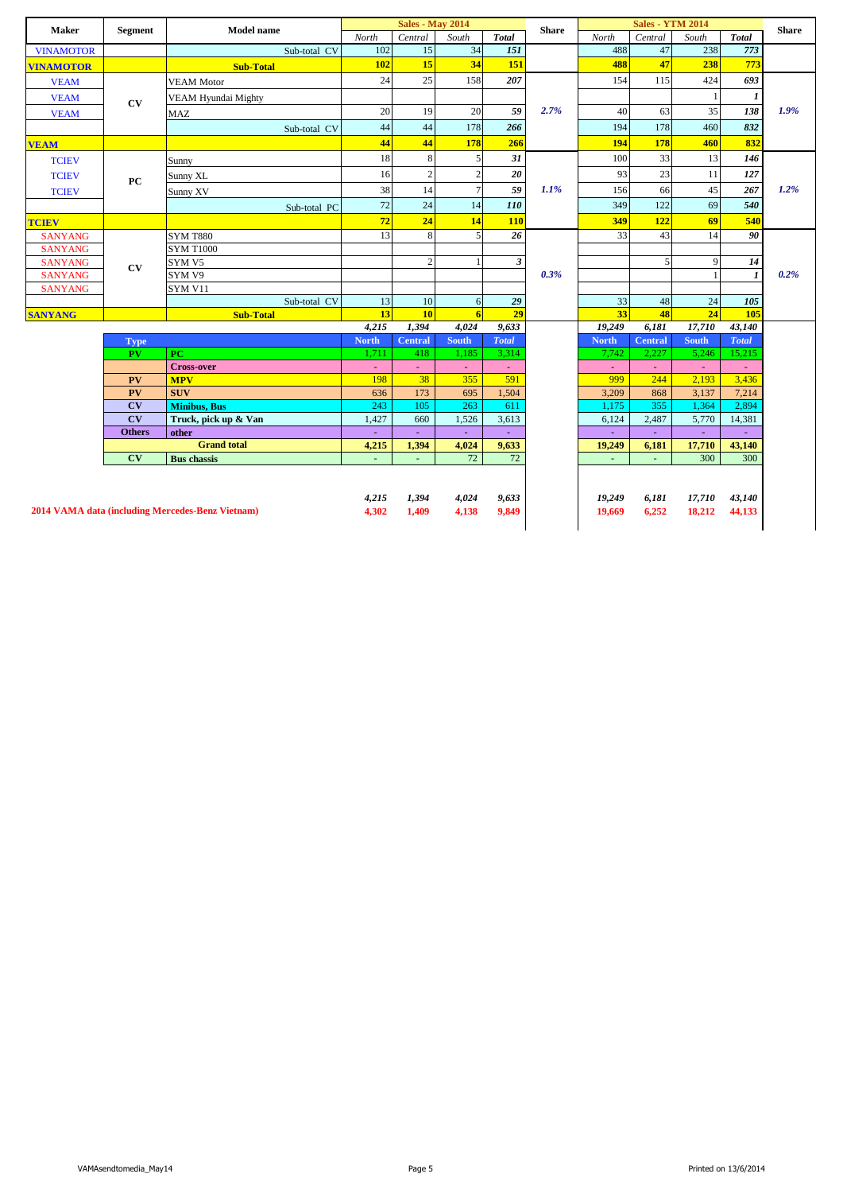| Maker | Segment | Model name | Sales - May 2014 | | | | Share | Sales - YTM 2014 | | | | Share |
|---|---|---|---|---|---|---|---|---|---|---|---|---|
| | | | North | Central | South | Total | | North | Central | South | Total | |
| VINAMOTOR | | Sub-total CV | 102 | 15 | 34 | 151 | | 488 | 47 | 238 | 773 | |
| VINAMOTOR | | Sub-Total | 102 | 15 | 34 | 151 | | 488 | 47 | 238 | 773 | |
| VEAM | CV | VEAM Motor | 24 | 25 | 158 | 207 | 2.7% | 154 | 115 | 424 | 693 | 1.9% |
| VEAM | | VEAM Hyundai Mighty | | | | | | | | 1 | 1 | |
| VEAM | | MAZ | 20 | 19 | 20 | 59 | | 40 | 63 | 35 | 138 | |
| | | Sub-total CV | 44 | 44 | 178 | 266 | | 194 | 178 | 460 | 832 | |
| VEAM | | | 44 | 44 | 178 | 266 | | 194 | 178 | 460 | 832 | |
| TCIEV | PC | Sunny | 18 | 8 | 5 | 31 | 1.1% | 100 | 33 | 13 | 146 | 1.2% |
| TCIEV | | Sunny XL | 16 | 2 | 2 | 20 | | 93 | 23 | 11 | 127 | |
| TCIEV | | Sunny XV | 38 | 14 | 7 | 59 | | 156 | 66 | 45 | 267 | |
| | | Sub-total PC | 72 | 24 | 14 | 110 | | 349 | 122 | 69 | 540 | |
| TCIEV | | | 72 | 24 | 14 | 110 | | 349 | 122 | 69 | 540 | |
| SANYANG | CV | SYM T880 | 13 | 8 | 5 | 26 | 0.3% | 33 | 43 | 14 | 90 | 0.2% |
| SANYANG | | SYM T1000 | | | | | | | | | | |
| SANYANG | | SYM V5 | | 2 | 1 | 3 | | | 5 | 9 | 14 | |
| SANYANG | | SYM V9 | | | | | | | | 1 | 1 | |
| SANYANG | | SYM V11 | | | | | | | | | | |
| | | Sub-total CV | 13 | 10 | 6 | 29 | | 33 | 48 | 24 | 105 | |
| SANYANG | | Sub-Total | 13 | 10 | 6 | 29 | | 33 | 48 | 24 | 105 | |
| | | | 4,215 | 1,394 | 4,024 | 9,633 | | 19,249 | 6,181 | 17,710 | 43,140 | |

| Type | | North | Central | South | Total | North | Central | South | Total |
|---|---|---|---|---|---|---|---|---|---|
| PV | PC | 1,711 | 418 | 1,185 | 3,314 | 7,742 | 2,227 | 5,246 | 15,215 |
| | Cross-over | - | - | - | - | - | - | - | - |
| PV | MPV | 198 | 38 | 355 | 591 | 999 | 244 | 2,193 | 3,436 |
| PV | SUV | 636 | 173 | 695 | 1,504 | 3,209 | 868 | 3,137 | 7,214 |
| CV | Minibus, Bus | 243 | 105 | 263 | 611 | 1,175 | 355 | 1,364 | 2,894 |
| CV | Truck, pick up & Van | 1,427 | 660 | 1,526 | 3,613 | 6,124 | 2,487 | 5,770 | 14,381 |
| Others | other | - | - | - | - | - | - | - | - |
| Grand total | | 4,215 | 1,394 | 4,024 | 9,633 | 19,249 | 6,181 | 17,710 | 43,140 |
| CV | Bus chassis | - | - | 72 | 72 | - | - | 300 | 300 |
| | | 4,215 | 1,394 | 4,024 | 9,633 | 19,249 | 6,181 | 17,710 | 43,140 |
| 2014 VAMA data (including Mercedes-Benz Vietnam) | | 4,302 | 1,409 | 4,138 | 9,849 | 19,669 | 6,252 | 18,212 | 44,133 |